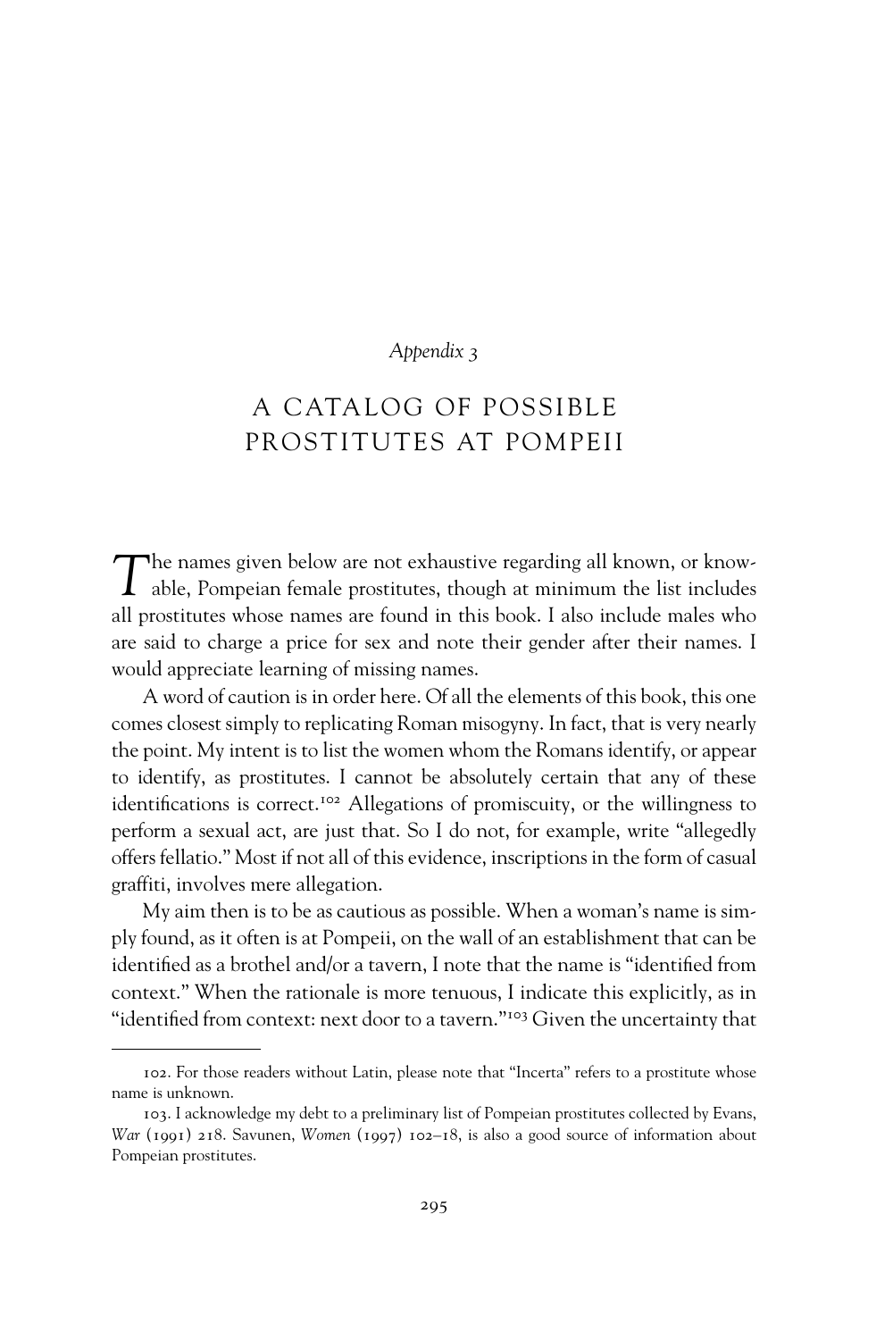*Appendix 3*

# A CATALOG OF POSSIBLE PROSTITUTES AT POMPEII

The names given below are not exhaustive regarding all known, or knowable, Pompeian female prostitutes, though at minimum the list includes all prostitutes whose names are found in this book. I also include males who are said to charge a price for sex and note their gender after their names. I would appreciate learning of missing names.

A word of caution is in order here. Of all the elements of this book, this one comes closest simply to replicating Roman misogyny. In fact, that is very nearly the point. My intent is to list the women whom the Romans identify, or appear to identify, as prostitutes. I cannot be absolutely certain that any of these identifications is correct.[102] Allegations of promiscuity, or the willingness to perform a sexual act, are just that. So I do not, for example, write "allegedly offers fellatio." Most if not all of this evidence, inscriptions in the form of casual graffiti, involves mere allegation.

My aim then is to be as cautious as possible. When a woman's name is simply found, as it often is at Pompeii, on the wall of an establishment that can be identified as a brothel and/or a tavern, I note that the name is "identified from context." When the rationale is more tenuous, I indicate this explicitly, as in "identified from context: next door to a tavern."[103] Given the uncertainty that

---

102. For those readers without Latin, please note that "Incerta" refers to a prostitute whose name is unknown.

103. I acknowledge my debt to a preliminary list of Pompeian prostitutes collected by Evans, *War* (1991) 218. Savunen, *Women* (1997) 102–18, is also a good source of information about Pompeian prostitutes.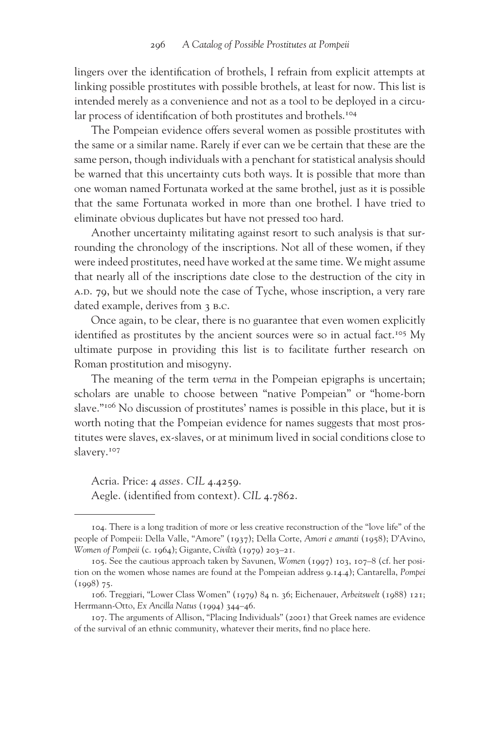lingers over the identification of brothels, I refrain from explicit attempts at linking possible prostitutes with possible brothels, at least for now. This list is intended merely as a convenience and not as a tool to be deployed in a circular process of identification of both prostitutes and brothels.[104]

The Pompeian evidence offers several women as possible prostitutes with the same or a similar name. Rarely if ever can we be certain that these are the same person, though individuals with a penchant for statistical analysis should be warned that this uncertainty cuts both ways. It is possible that more than one woman named Fortunata worked at the same brothel, just as it is possible that the same Fortunata worked in more than one brothel. I have tried to eliminate obvious duplicates but have not pressed too hard.

Another uncertainty militating against resort to such analysis is that surrounding the chronology of the inscriptions. Not all of these women, if they were indeed prostitutes, need have worked at the same time. We might assume that nearly all of the inscriptions date close to the destruction of the city in A.D. 79, but we should note the case of Tyche, whose inscription, a very rare dated example, derives from 3 B.C.

Once again, to be clear, there is no guarantee that even women explicitly identified as prostitutes by the ancient sources were so in actual fact.[105] My ultimate purpose in providing this list is to facilitate further research on Roman prostitution and misogyny.

The meaning of the term *verna* in the Pompeian epigraphs is uncertain; scholars are unable to choose between "native Pompeian" or "home-born slave."[106] No discussion of prostitutes' names is possible in this place, but it is worth noting that the Pompeian evidence for names suggests that most prostitutes were slaves, ex-slaves, or at minimum lived in social conditions close to slavery.[107]

Acria. Price: 4 *asses*. *CIL* 4.4259.
Aegle. (identified from context). *CIL* 4.7862.

---

104. There is a long tradition of more or less creative reconstruction of the "love life" of the people of Pompeii: Della Valle, "Amore" (1937); Della Corte, *Amori e amanti* (1958); D'Avino, *Women of Pompeii* (c. 1964); Gigante, *Civiltà* (1979) 203–21.

105. See the cautious approach taken by Savunen, *Women* (1997) 103, 107–8 (cf. her position on the women whose names are found at the Pompeian address 9.14.4); Cantarella, *Pompei* (1998) 75.

106. Treggiari, "Lower Class Women" (1979) 84 n. 36; Eichenauer, *Arbeitswelt* (1988) 121; Herrmann-Otto, *Ex Ancilla Natus* (1994) 344–46.

107. The arguments of Allison, "Placing Individuals" (2001) that Greek names are evidence of the survival of an ethnic community, whatever their merits, find no place here.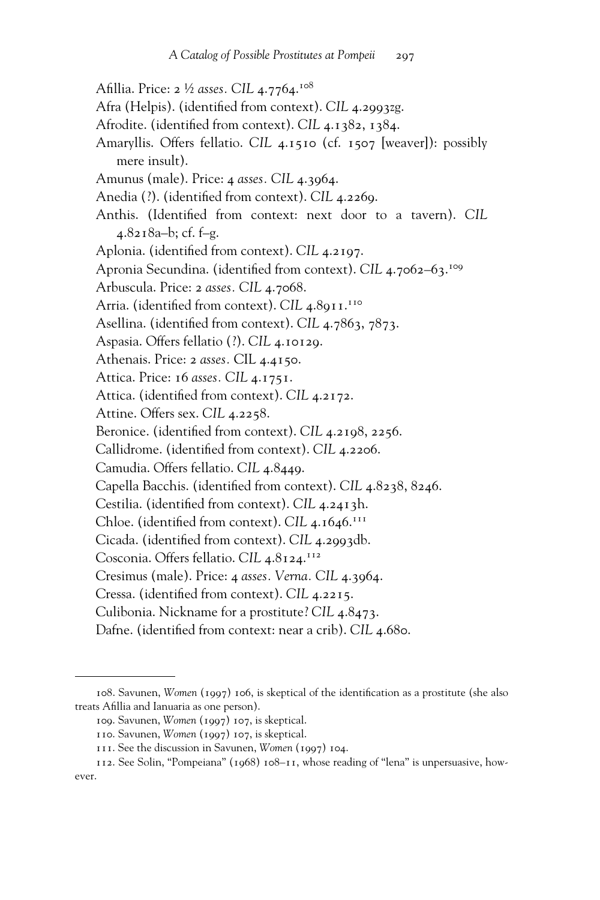Afillia. Price: 2 ½ *asses*. *CIL* 4.7764.[108]
Afra (Helpis). (identified from context). *CIL* 4.2993zg.
Afrodite. (identified from context). *CIL* 4.1382, 1384.
Amaryllis. Offers fellatio. *CIL* 4.1510 (cf. 1507 [weaver]): possibly mere insult).
Amunus (male). Price: 4 *asses*. *CIL* 4.3964.
Anedia (?). (identified from context). *CIL* 4.2269.
Anthis. (Identified from context: next door to a tavern). *CIL* 4.8218a–b; cf. f–g.
Aplonia. (identified from context). *CIL* 4.2197.
Apronia Secundina. (identified from context). *CIL* 4.7062–63.[109]
Arbuscula. Price: 2 *asses*. *CIL* 4.7068.
Arria. (identified from context). *CIL* 4.8911.[110]
Asellina. (identified from context). *CIL* 4.7863, 7873.
Aspasia. Offers fellatio (?). *CIL* 4.10129.
Athenais. Price: 2 *asses*. CIL 4.4150.
Attica. Price: 16 *asses*. *CIL* 4.1751.
Attica. (identified from context). *CIL* 4.2172.
Attine. Offers sex. *CIL* 4.2258.
Beronice. (identified from context). *CIL* 4.2198, 2256.
Callidrome. (identified from context). *CIL* 4.2206.
Camudia. Offers fellatio. *CIL* 4.8449.
Capella Bacchis. (identified from context). *CIL* 4.8238, 8246.
Cestilia. (identified from context). *CIL* 4.2413h.
Chloe. (identified from context). *CIL* 4.1646.[111]
Cicada. (identified from context). *CIL* 4.2993db.
Cosconia. Offers fellatio. *CIL* 4.8124.[112]
Cresimus (male). Price: 4 *asses*. *Verna*. *CIL* 4.3964.
Cressa. (identified from context). *CIL* 4.2215.
Culibonia. Nickname for a prostitute? *CIL* 4.8473.
Dafne. (identified from context: near a crib). *CIL* 4.680.

---

108. Savunen, *Women* (1997) 106, is skeptical of the identification as a prostitute (she also treats Afillia and Ianuaria as one person).

109. Savunen, *Women* (1997) 107, is skeptical.

110. Savunen, *Women* (1997) 107, is skeptical.

111. See the discussion in Savunen, *Women* (1997) 104.

112. See Solin, "Pompeiana" (1968) 108–11, whose reading of "lena" is unpersuasive, however.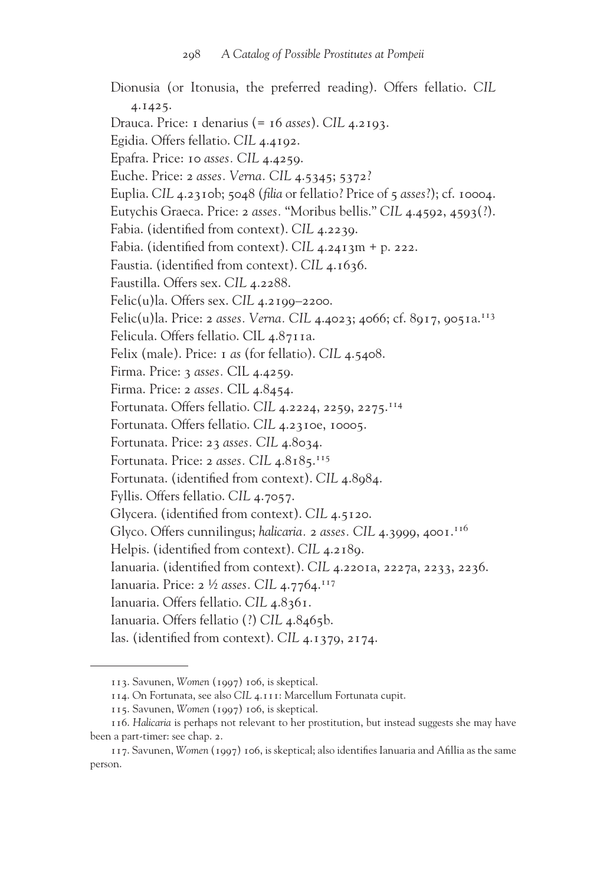Dionusia (or Itonusia, the preferred reading). Offers fellatio. *CIL* 4.1425.

Drauca. Price: 1 denarius (= 16 *asses*). *CIL* 4.2193.

Egidia. Offers fellatio. *CIL* 4.4192.

Epafra. Price: 10 *asses*. *CIL* 4.4259.

Euche. Price: 2 *asses*. *Verna*. *CIL* 4.5345; 5372?

Euplia. *CIL* 4.2310b; 5048 (*filia* or fellatio? Price of 5 *asses*?); cf. 10004.

Eutychis Graeca. Price: 2 *asses*. "Moribus bellis." *CIL* 4.4592, 4593(?).

Fabia. (identified from context). *CIL* 4.2239.

Fabia. (identified from context). *CIL* 4.2413m + p. 222.

Faustia. (identified from context). *CIL* 4.1636.

Faustilla. Offers sex. *CIL* 4.2288.

Felic(u)la. Offers sex. *CIL* 4.2199–2200.

Felic(u)la. Price: 2 *asses*. *Verna*. *CIL* 4.4023; 4066; cf. 8917, 9051a.[113]

Felicula. Offers fellatio. CIL 4.8711a.

Felix (male). Price: 1 *as* (for fellatio). *CIL* 4.5408.

Firma. Price: 3 *asses*. CIL 4.4259.

Firma. Price: 2 *asses*. CIL 4.8454.

Fortunata. Offers fellatio. *CIL* 4.2224, 2259, 2275.[114]

Fortunata. Offers fellatio. *CIL* 4.2310e, 10005.

Fortunata. Price: 23 *asses*. *CIL* 4.8034.

Fortunata. Price: 2 *asses*. *CIL* 4.8185.[115]

Fortunata. (identified from context). *CIL* 4.8984.

Fyllis. Offers fellatio. *CIL* 4.7057.

Glycera. (identified from context). *CIL* 4.5120.

Glyco. Offers cunnilingus; *halicaria*. 2 *asses*. *CIL* 4.3999, 4001.[116]

Helpis. (identified from context). *CIL* 4.2189.

Ianuaria. (identified from context). *CIL* 4.2201a, 2227a, 2233, 2236.

Ianuaria. Price: 2 ½ *asses*. *CIL* 4.7764.[117]

Ianuaria. Offers fellatio. *CIL* 4.8361.

Ianuaria. Offers fellatio (?) *CIL* 4.8465b.

Ias. (identified from context). *CIL* 4.1379, 2174.

---

113. Savunen, *Women* (1997) 106, is skeptical.

114. On Fortunata, see also *CIL* 4.111: Marcellum Fortunata cupit.

115. Savunen, *Women* (1997) 106, is skeptical.

116. *Halicaria* is perhaps not relevant to her prostitution, but instead suggests she may have been a part-timer: see chap. 2.

117. Savunen, *Women* (1997) 106, is skeptical; also identifies Ianuaria and Afillia as the same person.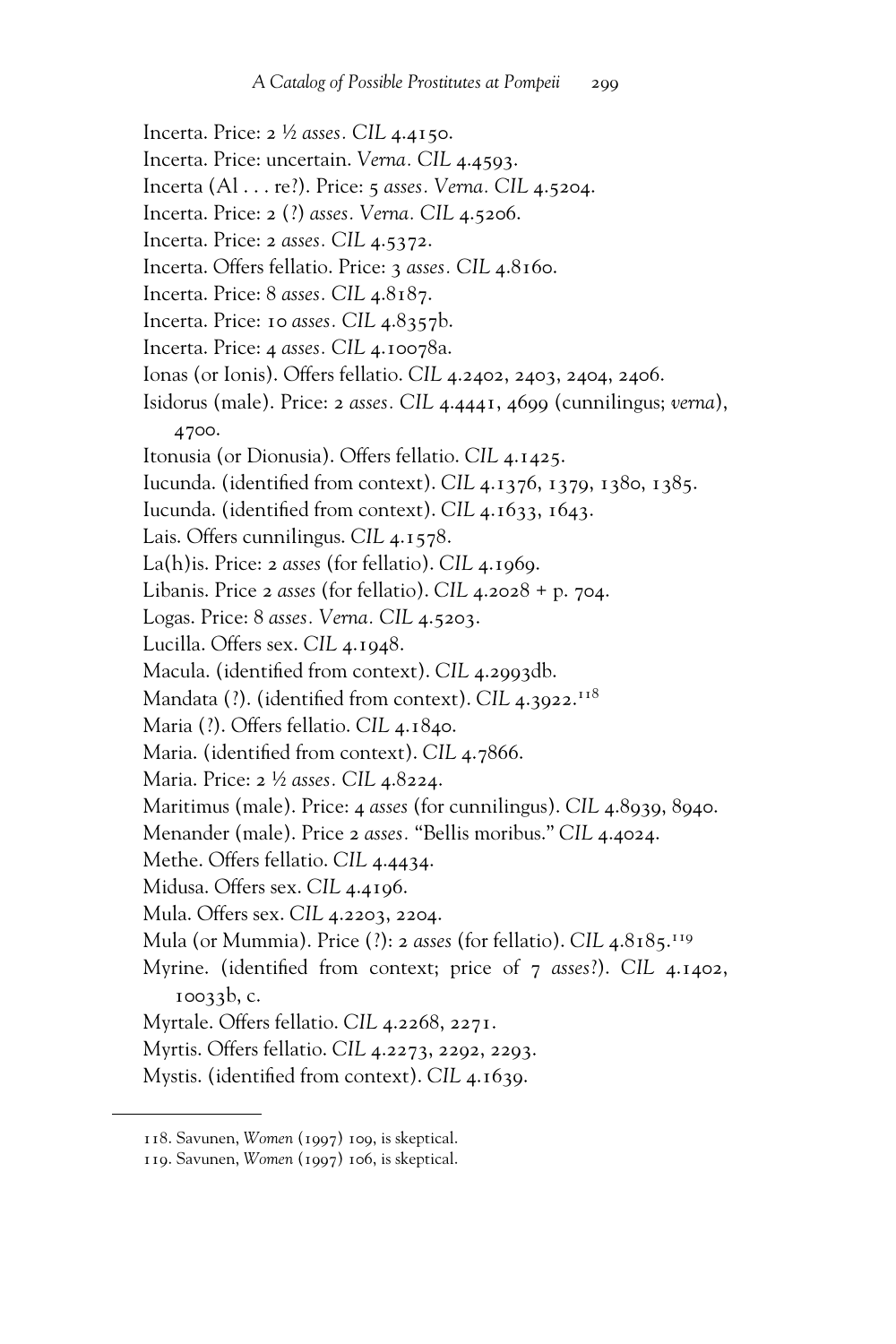Incerta. Price: 2 ½ *asses*. *CIL* 4.4150.

Incerta. Price: uncertain. *Verna*. *CIL* 4.4593.

Incerta (Al . . . re?). Price: 5 *asses*. *Verna*. *CIL* 4.5204.

Incerta. Price: 2 (?) *asses*. *Verna*. *CIL* 4.5206.

Incerta. Price: 2 *asses*. *CIL* 4.5372.

Incerta. Offers fellatio. Price: 3 *asses*. *CIL* 4.8160.

Incerta. Price: 8 *asses*. *CIL* 4.8187.

Incerta. Price: 10 *asses*. *CIL* 4.8357b.

Incerta. Price: 4 *asses*. *CIL* 4.10078a.

Ionas (or Ionis). Offers fellatio. *CIL* 4.2402, 2403, 2404, 2406.

Isidorus (male). Price: 2 *asses*. *CIL* 4.4441, 4699 (cunnilingus; *verna*), 4700.

Itonusia (or Dionusia). Offers fellatio. *CIL* 4.1425.

Iucunda. (identified from context). *CIL* 4.1376, 1379, 1380, 1385.

Iucunda. (identified from context). *CIL* 4.1633, 1643.

Lais. Offers cunnilingus. *CIL* 4.1578.

La(h)is. Price: 2 *asses* (for fellatio). *CIL* 4.1969.

Libanis. Price 2 *asses* (for fellatio). *CIL* 4.2028 + p. 704.

Logas. Price: 8 *asses*. *Verna*. *CIL* 4.5203.

Lucilla. Offers sex. *CIL* 4.1948.

Macula. (identified from context). *CIL* 4.2993db.

Mandata (?). (identified from context). *CIL* 4.3922.[118]

Maria (?). Offers fellatio. *CIL* 4.1840.

Maria. (identified from context). *CIL* 4.7866.

Maria. Price: 2 ½ *asses*. *CIL* 4.8224.

Maritimus (male). Price: 4 *asses* (for cunnilingus). *CIL* 4.8939, 8940.

Menander (male). Price 2 *asses*. "Bellis moribus." *CIL* 4.4024.

Methe. Offers fellatio. *CIL* 4.4434.

Midusa. Offers sex. *CIL* 4.4196.

Mula. Offers sex. *CIL* 4.2203, 2204.

Mula (or Mummia). Price (?): 2 *asses* (for fellatio). *CIL* 4.8185.[119]

Myrine. (identified from context; price of 7 *asses*?). *CIL* 4.1402, 10033b, c.

Myrtale. Offers fellatio. *CIL* 4.2268, 2271.

Myrtis. Offers fellatio. *CIL* 4.2273, 2292, 2293.

Mystis. (identified from context). *CIL* 4.1639.

---

118. Savunen, *Women* (1997) 109, is skeptical.

119. Savunen, *Women* (1997) 106, is skeptical.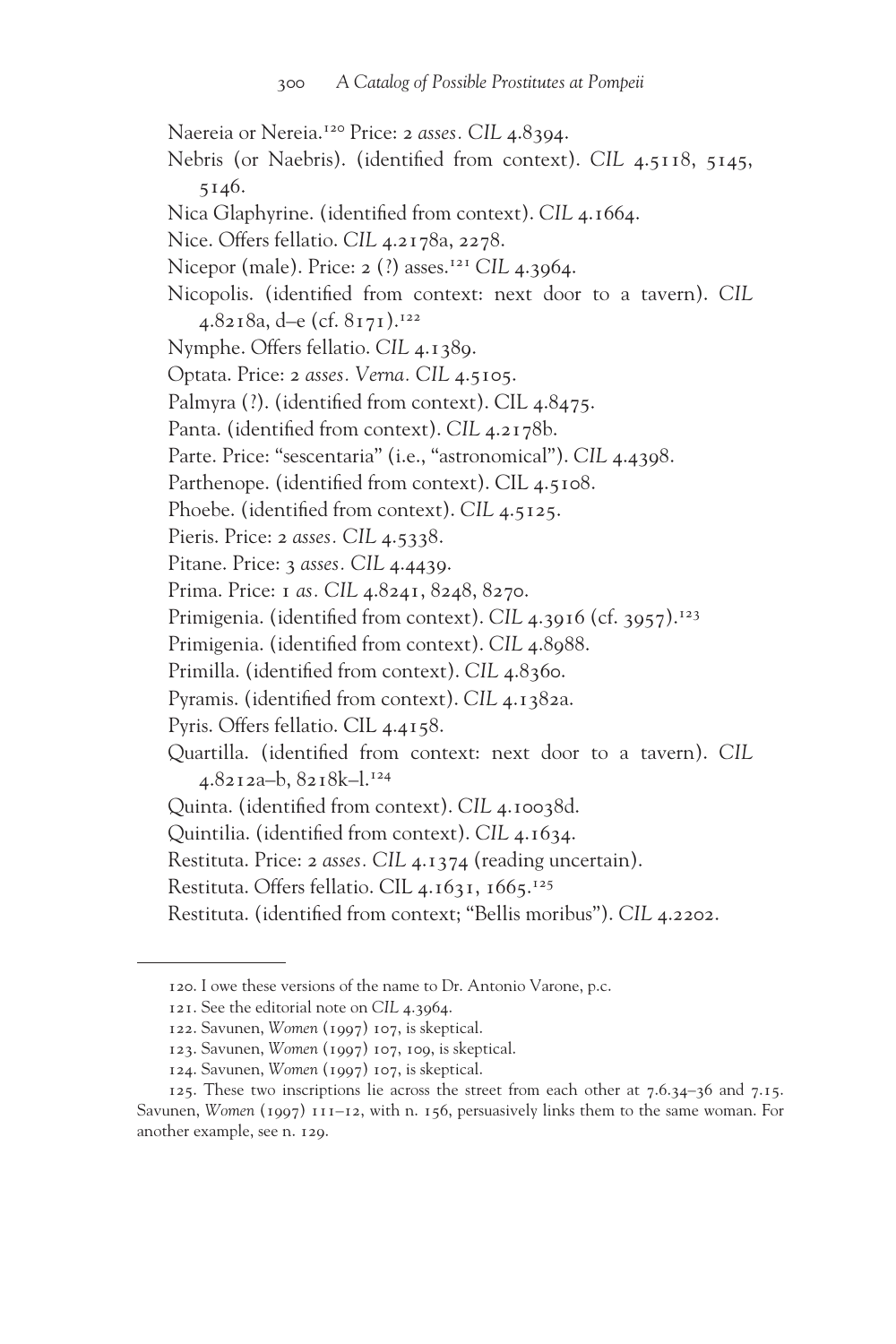Naereia or Nereia.[120] Price: 2 *asses*. *CIL* 4.8394.

Nebris (or Naebris). (identified from context). *CIL* 4.5118, 5145, 5146.

Nica Glaphyrine. (identified from context). *CIL* 4.1664.

Nice. Offers fellatio. *CIL* 4.2178a, 2278.

Nicepor (male). Price: 2 (?) asses.[121] *CIL* 4.3964.

Nicopolis. (identified from context: next door to a tavern). *CIL* 4.8218a, d–e (cf. 8171).[122]

Nymphe. Offers fellatio. *CIL* 4.1389.

Optata. Price: 2 *asses*. *Verna*. *CIL* 4.5105.

Palmyra (?). (identified from context). CIL 4.8475.

Panta. (identified from context). *CIL* 4.2178b.

Parte. Price: "sescentaria" (i.e., "astronomical"). *CIL* 4.4398.

Parthenope. (identified from context). CIL 4.5108.

Phoebe. (identified from context). *CIL* 4.5125.

Pieris. Price: 2 *asses*. *CIL* 4.5338.

Pitane. Price: 3 *asses*. *CIL* 4.4439.

Prima. Price: 1 *as*. *CIL* 4.8241, 8248, 8270.

Primigenia. (identified from context). *CIL* 4.3916 (cf. 3957).[123]

Primigenia. (identified from context). *CIL* 4.8988.

Primilla. (identified from context). *CIL* 4.8360.

Pyramis. (identified from context). *CIL* 4.1382a.

Pyris. Offers fellatio. CIL 4.4158.

Quartilla. (identified from context: next door to a tavern). *CIL* 4.8212a–b, 8218k–l.[124]

Quinta. (identified from context). *CIL* 4.10038d.

Quintilia. (identified from context). *CIL* 4.1634.

Restituta. Price: 2 *asses*. *CIL* 4.1374 (reading uncertain).

Restituta. Offers fellatio. CIL 4.1631, 1665.[125]

Restituta. (identified from context; "Bellis moribus"). *CIL* 4.2202.

---

120. I owe these versions of the name to Dr. Antonio Varone, p.c.

121. See the editorial note on *CIL* 4.3964.

122. Savunen, *Women* (1997) 107, is skeptical.

123. Savunen, *Women* (1997) 107, 109, is skeptical.

124. Savunen, *Women* (1997) 107, is skeptical.

125. These two inscriptions lie across the street from each other at 7.6.34–36 and 7.15. Savunen, *Women* (1997) 111–12, with n. 156, persuasively links them to the same woman. For another example, see n. 129.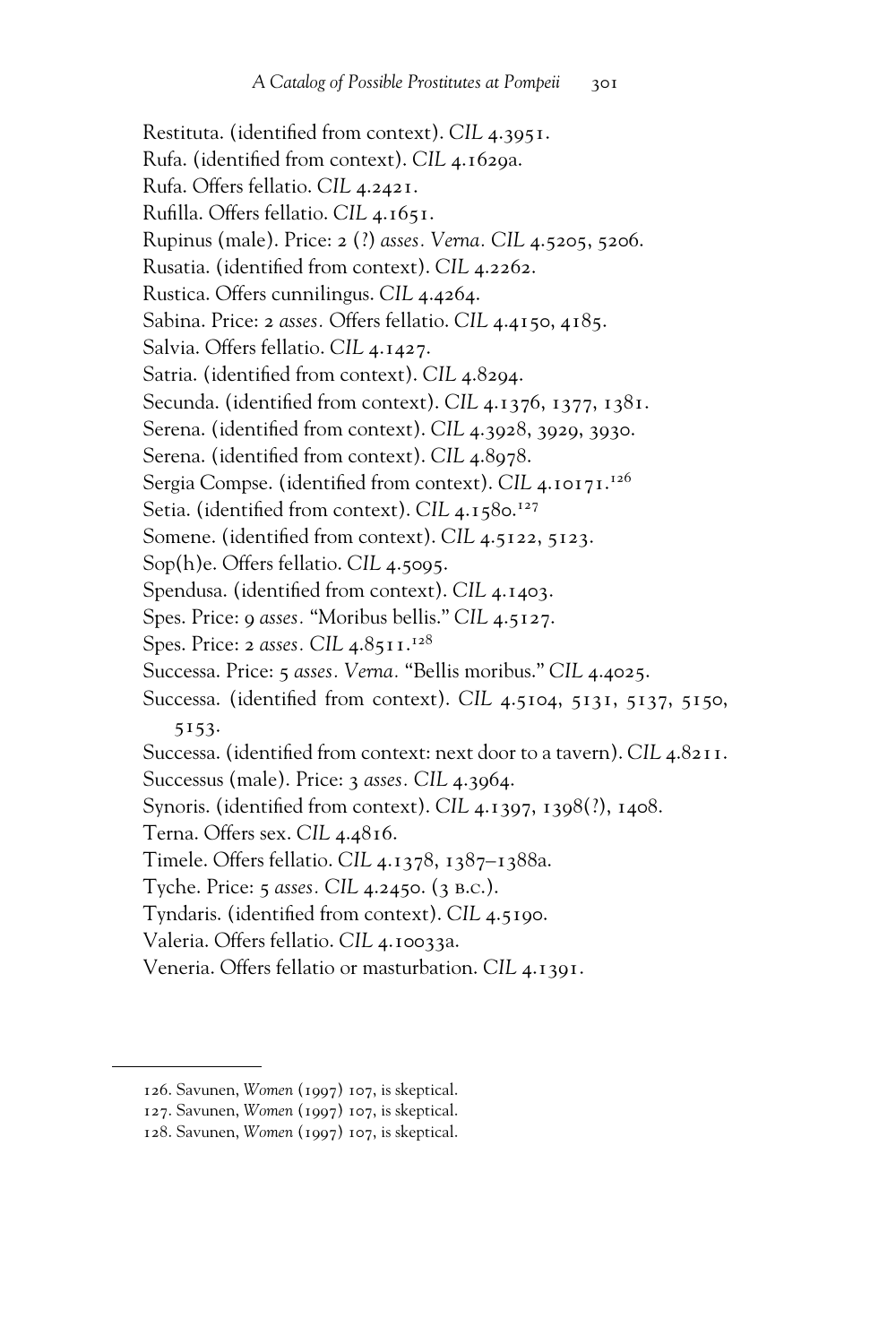Restituta. (identified from context). *CIL* 4.3951.

Rufa. (identified from context). *CIL* 4.1629a.

Rufa. Offers fellatio. *CIL* 4.2421.

Rufilla. Offers fellatio. *CIL* 4.1651.

Rupinus (male). Price: 2 (?) *asses. Verna. CIL* 4.5205, 5206.

Rusatia. (identified from context). *CIL* 4.2262.

Rustica. Offers cunnilingus. *CIL* 4.4264.

Sabina. Price: 2 *asses.* Offers fellatio. *CIL* 4.4150, 4185.

Salvia. Offers fellatio. *CIL* 4.1427.

Satria. (identified from context). *CIL* 4.8294.

Secunda. (identified from context). *CIL* 4.1376, 1377, 1381.

Serena. (identified from context). *CIL* 4.3928, 3929, 3930.

Serena. (identified from context). *CIL* 4.8978.

Sergia Compse. (identified from context). *CIL* 4.10171.[126]

Setia. (identified from context). *CIL* 4.1580.[127]

Somene. (identified from context). *CIL* 4.5122, 5123.

Sop(h)e. Offers fellatio. *CIL* 4.5095.

Spendusa. (identified from context). *CIL* 4.1403.

Spes. Price: 9 *asses.* "Moribus bellis." *CIL* 4.5127.

Spes. Price: 2 *asses. CIL* 4.8511.[128]

Successa. Price: 5 *asses. Verna.* "Bellis moribus." *CIL* 4.4025.

Successa. (identified from context). *CIL* 4.5104, 5131, 5137, 5150, 5153.

Successa. (identified from context: next door to a tavern). *CIL* 4.8211.

Successus (male). Price: 3 *asses. CIL* 4.3964.

Synoris. (identified from context). *CIL* 4.1397, 1398(?), 1408.

Terna. Offers sex. *CIL* 4.4816.

Timele. Offers fellatio. *CIL* 4.1378, 1387–1388a.

Tyche. Price: 5 *asses. CIL* 4.2450. (3 B.C.).

Tyndaris. (identified from context). *CIL* 4.5190.

Valeria. Offers fellatio. *CIL* 4.10033a.

Veneria. Offers fellatio or masturbation. *CIL* 4.1391.

---

126. Savunen, *Women* (1997) 107, is skeptical.

127. Savunen, *Women* (1997) 107, is skeptical.

128. Savunen, *Women* (1997) 107, is skeptical.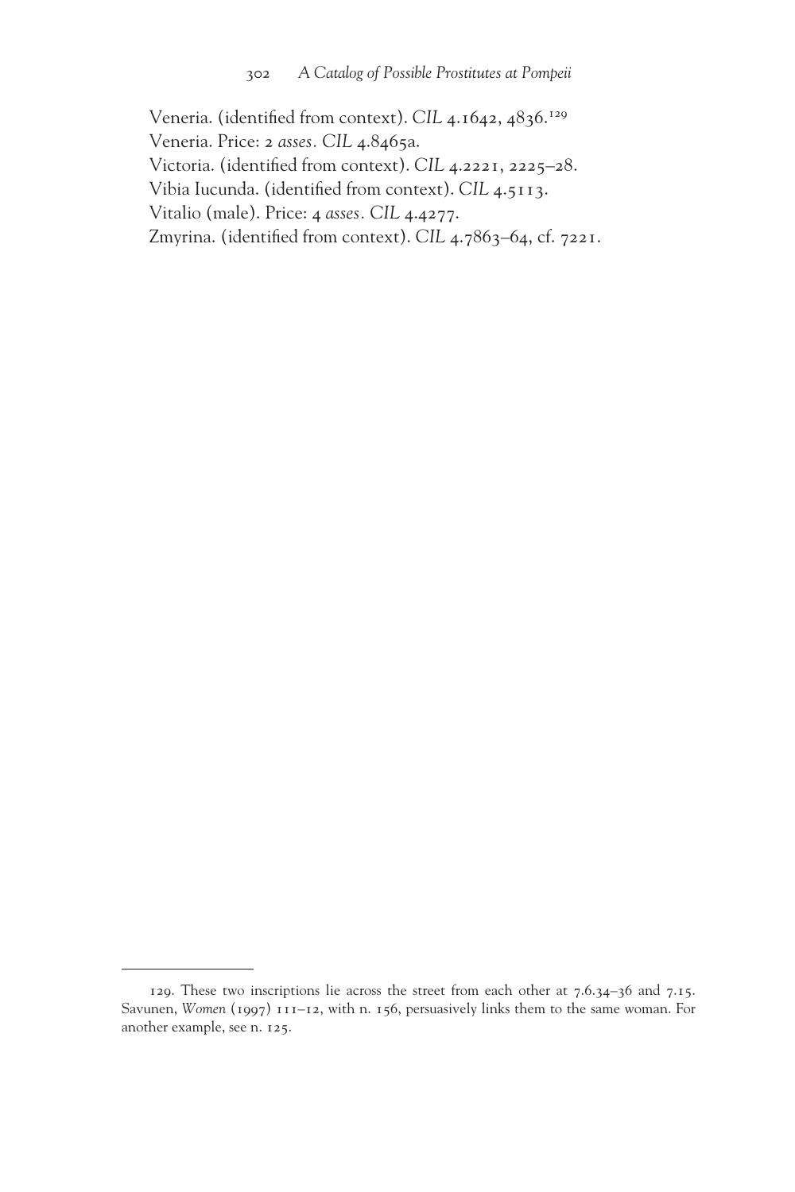Veneria. (identified from context). *CIL* 4.1642, 4836.[129]

Veneria. Price: 2 *asses*. *CIL* 4.8465a.

Victoria. (identified from context). *CIL* 4.2221, 2225–28.

Vibia Iucunda. (identified from context). *CIL* 4.5113.

Vitalio (male). Price: 4 *asses*. *CIL* 4.4277.

Zmyrina. (identified from context). *CIL* 4.7863–64, cf. 7221.

---

129. These two inscriptions lie across the street from each other at 7.6.34–36 and 7.15. Savunen, *Women* (1997) 111–12, with n. 156, persuasively links them to the same woman. For another example, see n. 125.